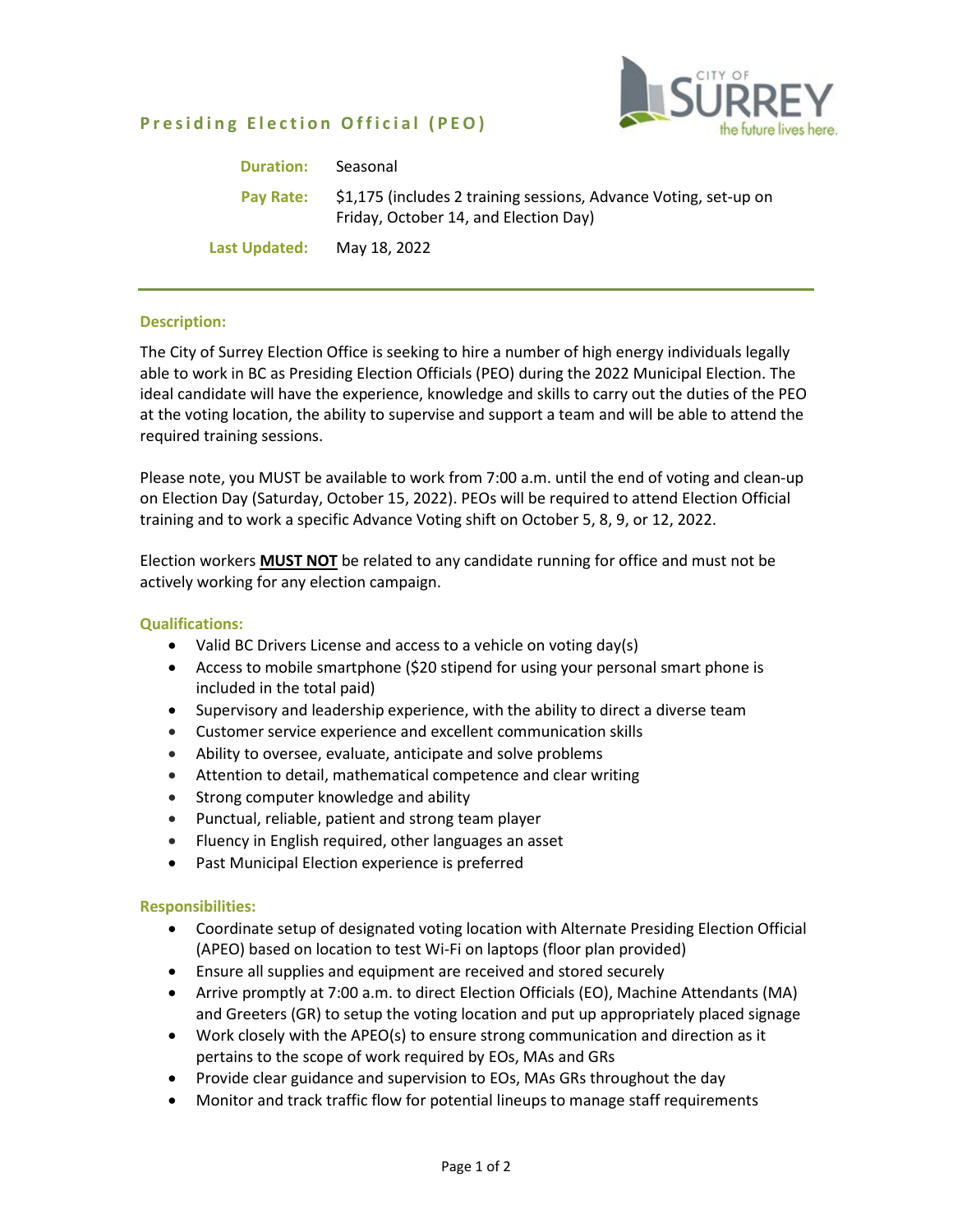# Presiding Election Official (PEO)

**Duration:** Seasonal

**Pay Rate:** $1,175 (includes 2 training sessions, Advance Voting, set-up on Friday, October 14, and Election Day)

**Last Updated:** May 18, 2022

---

## Description:

The City of Surrey Election Office is seeking to hire a number of high energy individuals legally able to work in BC as Presiding Election Officials (PEO) during the 2022 Municipal Election. The ideal candidate will have the experience, knowledge and skills to carry out the duties of the PEO at the voting location, the ability to supervise and support a team and will be able to attend the required training sessions.

Please note, you MUST be available to work from 7:00 a.m. until the end of voting and clean-up on Election Day (Saturday, October 15, 2022). PEOs will be required to attend Election Official training and to work a specific Advance Voting shift on October 5, 8, 9, or 12, 2022.

Election workers **MUST NOT** be related to any candidate running for office and must not be actively working for any election campaign.

## Qualifications:

- Valid BC Drivers License and access to a vehicle on voting day(s)
- Access to mobile smartphone ($20 stipend for using your personal smart phone is included in the total paid)
- Supervisory and leadership experience, with the ability to direct a diverse team
- Customer service experience and excellent communication skills
- Ability to oversee, evaluate, anticipate and solve problems
- Attention to detail, mathematical competence and clear writing
- Strong computer knowledge and ability
- Punctual, reliable, patient and strong team player
- Fluency in English required, other languages an asset
- Past Municipal Election experience is preferred

## Responsibilities:

- Coordinate setup of designated voting location with Alternate Presiding Election Official (APEO) based on location to test Wi-Fi on laptops (floor plan provided)
- Ensure all supplies and equipment are received and stored securely
- Arrive promptly at 7:00 a.m. to direct Election Officials (EO), Machine Attendants (MA) and Greeters (GR) to setup the voting location and put up appropriately placed signage
- Work closely with the APEO(s) to ensure strong communication and direction as it pertains to the scope of work required by EOs, MAs and GRs
- Provide clear guidance and supervision to EOs, MAs GRs throughout the day
- Monitor and track traffic flow for potential lineups to manage staff requirements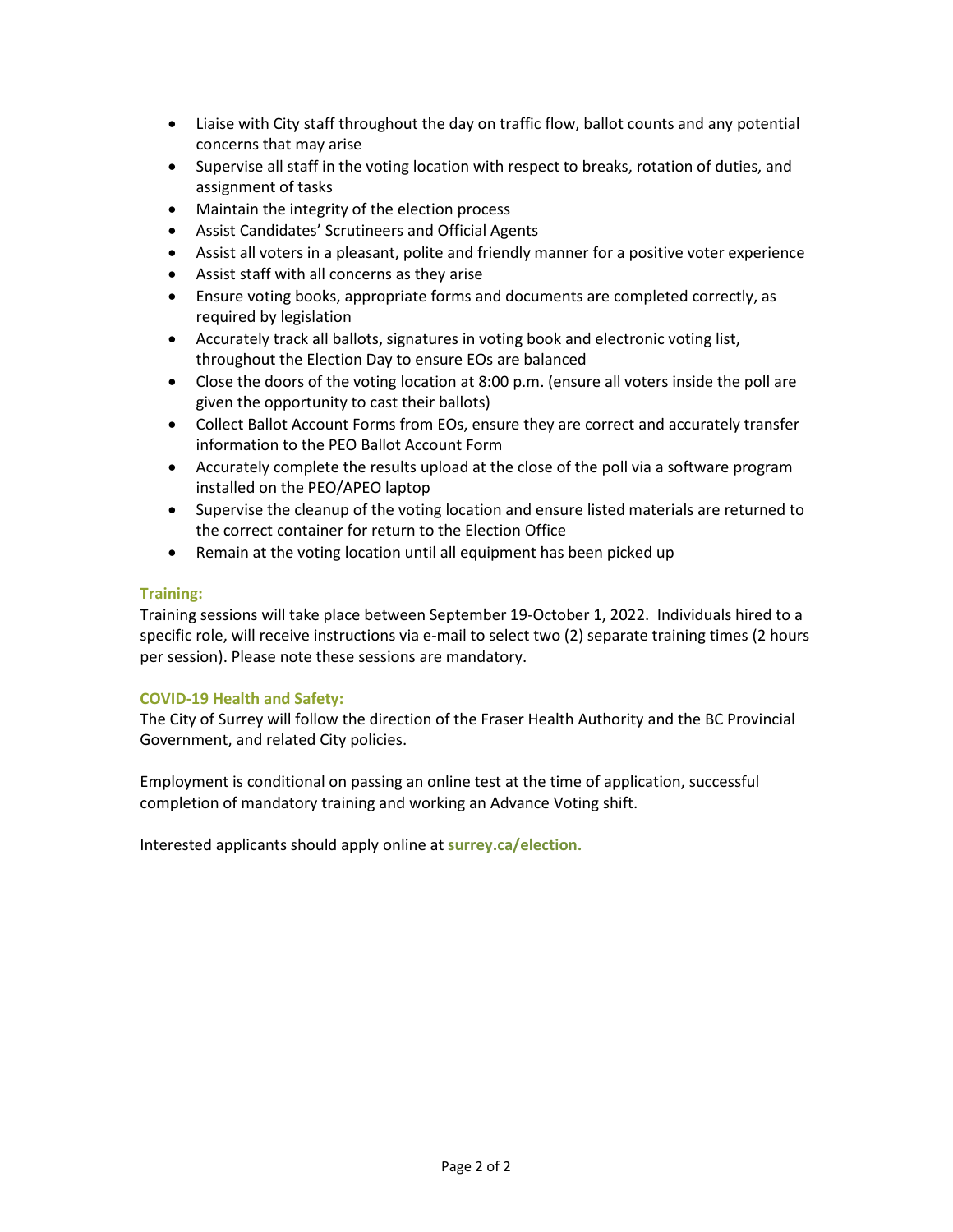- Liaise with City staff throughout the day on traffic flow, ballot counts and any potential concerns that may arise
- Supervise all staff in the voting location with respect to breaks, rotation of duties, and assignment of tasks
- Maintain the integrity of the election process
- Assist Candidates' Scrutineers and Official Agents
- Assist all voters in a pleasant, polite and friendly manner for a positive voter experience
- Assist staff with all concerns as they arise
- Ensure voting books, appropriate forms and documents are completed correctly, as required by legislation
- Accurately track all ballots, signatures in voting book and electronic voting list, throughout the Election Day to ensure EOs are balanced
- Close the doors of the voting location at 8:00 p.m. (ensure all voters inside the poll are given the opportunity to cast their ballots)
- Collect Ballot Account Forms from EOs, ensure they are correct and accurately transfer information to the PEO Ballot Account Form
- Accurately complete the results upload at the close of the poll via a software program installed on the PEO/APEO laptop
- Supervise the cleanup of the voting location and ensure listed materials are returned to the correct container for return to the Election Office
- Remain at the voting location until all equipment has been picked up

### Training:

Training sessions will take place between September 19-October 1, 2022. Individuals hired to a specific role, will receive instructions via e-mail to select two (2) separate training times (2 hours per session). Please note these sessions are mandatory.

### COVID-19 Health and Safety:

The City of Surrey will follow the direction of the Fraser Health Authority and the BC Provincial Government, and related City policies.

Employment is conditional on passing an online test at the time of application, successful completion of mandatory training and working an Advance Voting shift.

Interested applicants should apply online at **surrey.ca/election.**